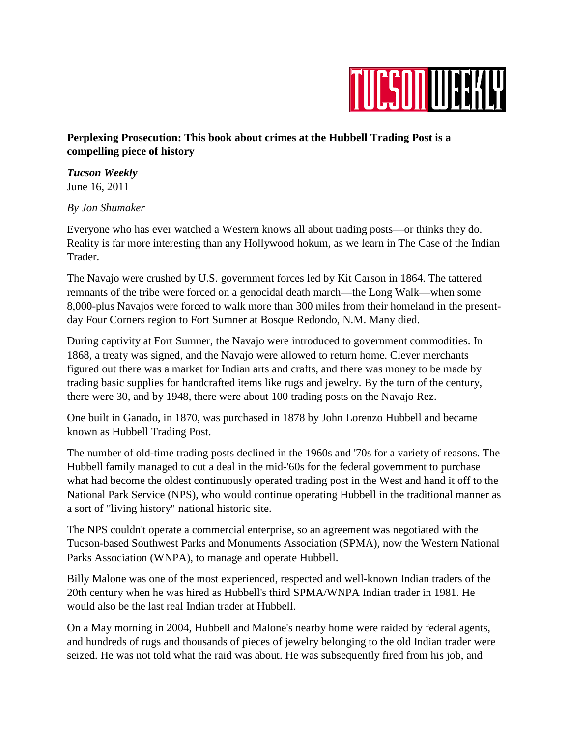**TUCSON WEEKLY**

**Perplexing Prosecution: This book about crimes at the Hubbell Trading Post is a compelling piece of history**

***Tucson Weekly***
June 16, 2011

*By Jon Shumaker*

Everyone who has ever watched a Western knows all about trading posts—or thinks they do. Reality is far more interesting than any Hollywood hokum, as we learn in The Case of the Indian Trader.

The Navajo were crushed by U.S. government forces led by Kit Carson in 1864. The tattered remnants of the tribe were forced on a genocidal death march—the Long Walk—when some 8,000-plus Navajos were forced to walk more than 300 miles from their homeland in the present-day Four Corners region to Fort Sumner at Bosque Redondo, N.M. Many died.

During captivity at Fort Sumner, the Navajo were introduced to government commodities. In 1868, a treaty was signed, and the Navajo were allowed to return home. Clever merchants figured out there was a market for Indian arts and crafts, and there was money to be made by trading basic supplies for handcrafted items like rugs and jewelry. By the turn of the century, there were 30, and by 1948, there were about 100 trading posts on the Navajo Rez.

One built in Ganado, in 1870, was purchased in 1878 by John Lorenzo Hubbell and became known as Hubbell Trading Post.

The number of old-time trading posts declined in the 1960s and '70s for a variety of reasons. The Hubbell family managed to cut a deal in the mid-'60s for the federal government to purchase what had become the oldest continuously operated trading post in the West and hand it off to the National Park Service (NPS), who would continue operating Hubbell in the traditional manner as a sort of "living history" national historic site.

The NPS couldn't operate a commercial enterprise, so an agreement was negotiated with the Tucson-based Southwest Parks and Monuments Association (SPMA), now the Western National Parks Association (WNPA), to manage and operate Hubbell.

Billy Malone was one of the most experienced, respected and well-known Indian traders of the 20th century when he was hired as Hubbell's third SPMA/WNPA Indian trader in 1981. He would also be the last real Indian trader at Hubbell.

On a May morning in 2004, Hubbell and Malone's nearby home were raided by federal agents, and hundreds of rugs and thousands of pieces of jewelry belonging to the old Indian trader were seized. He was not told what the raid was about. He was subsequently fired from his job, and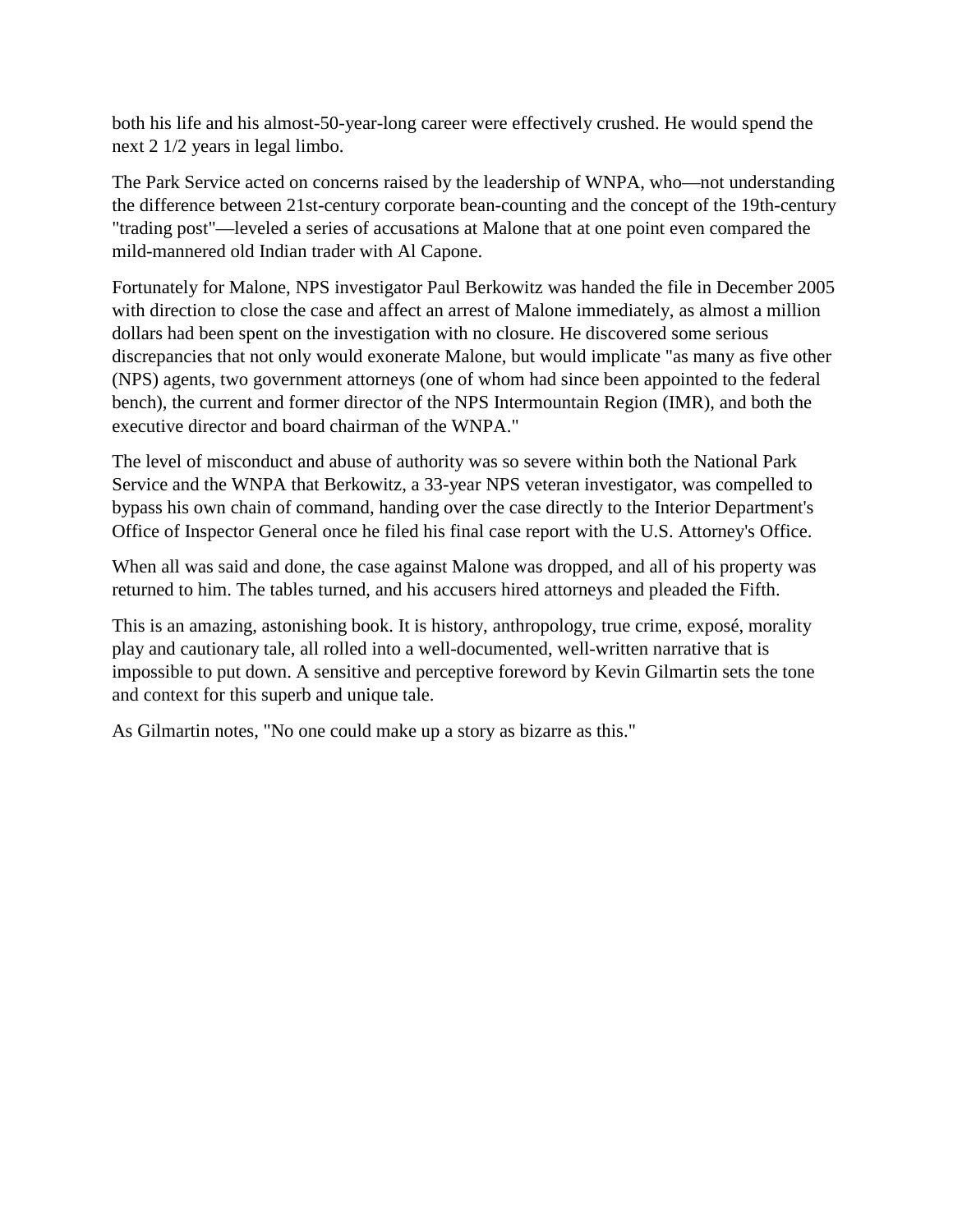both his life and his almost-50-year-long career were effectively crushed. He would spend the next 2 1/2 years in legal limbo.

The Park Service acted on concerns raised by the leadership of WNPA, who—not understanding the difference between 21st-century corporate bean-counting and the concept of the 19th-century "trading post"—leveled a series of accusations at Malone that at one point even compared the mild-mannered old Indian trader with Al Capone.

Fortunately for Malone, NPS investigator Paul Berkowitz was handed the file in December 2005 with direction to close the case and affect an arrest of Malone immediately, as almost a million dollars had been spent on the investigation with no closure. He discovered some serious discrepancies that not only would exonerate Malone, but would implicate "as many as five other (NPS) agents, two government attorneys (one of whom had since been appointed to the federal bench), the current and former director of the NPS Intermountain Region (IMR), and both the executive director and board chairman of the WNPA."

The level of misconduct and abuse of authority was so severe within both the National Park Service and the WNPA that Berkowitz, a 33-year NPS veteran investigator, was compelled to bypass his own chain of command, handing over the case directly to the Interior Department's Office of Inspector General once he filed his final case report with the U.S. Attorney's Office.

When all was said and done, the case against Malone was dropped, and all of his property was returned to him. The tables turned, and his accusers hired attorneys and pleaded the Fifth.

This is an amazing, astonishing book. It is history, anthropology, true crime, exposé, morality play and cautionary tale, all rolled into a well-documented, well-written narrative that is impossible to put down. A sensitive and perceptive foreword by Kevin Gilmartin sets the tone and context for this superb and unique tale.

As Gilmartin notes, "No one could make up a story as bizarre as this."